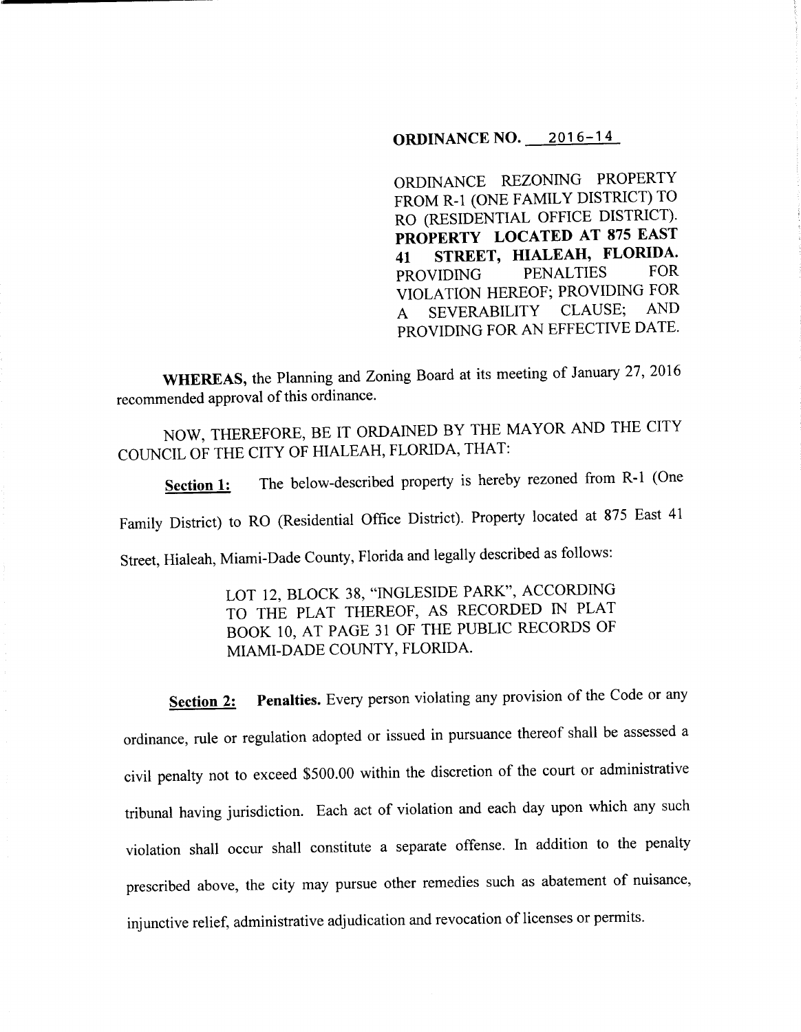**ORDINANCE NO. 2016-14**

ORDINANCE REZONING PROPERTY FROM R-1 (ONE FAMILY DISTRICT) TO RO (RESIDENTIAL OFFICE DISTRICT). **PROPERTY LOCATED AT 875 EAST 41 STREET, HIALEAH, FLORIDA.** PROVIDING PENALTIES FOR VIOLATION HEREOF; PROVIDING FOR A SEVERABILITY CLAUSE; AND PROVIDING FOR AN EFFECTIVE DATE.

**WHEREAS,** the Planning and Zoning Board at its meeting of January 27, 2016 recommended approval of this ordinance.

NOW, THEREFORE, BE IT ORDAINED BY THE MAYOR AND THE CITY COUNCIL OF THE CITY OF HIALEAH, FLORIDA, THAT:

**Section 1:** The below-described property is hereby rezoned from R-1 (One Family District) to RO (Residential Office District). Property located at 875 East 41 Street, Hialeah, Miami-Dade County, Florida and legally described as follows:

> LOT 12, BLOCK 38, "INGLESIDE PARK", ACCORDING TO THE PLAT THEREOF, AS RECORDED IN PLAT BOOK 10, AT PAGE 31 OF THE PUBLIC RECORDS OF MIAMI-DADE COUNTY, FLORIDA.

**Section 2: Penalties.** Every person violating any provision of the Code or any ordinance, rule or regulation adopted or issued in pursuance thereof shall be assessed a civil penalty not to exceed $500.00 within the discretion of the court or administrative tribunal having jurisdiction. Each act of violation and each day upon which any such violation shall occur shall constitute a separate offense. In addition to the penalty prescribed above, the city may pursue other remedies such as abatement of nuisance, injunctive relief, administrative adjudication and revocation of licenses or permits.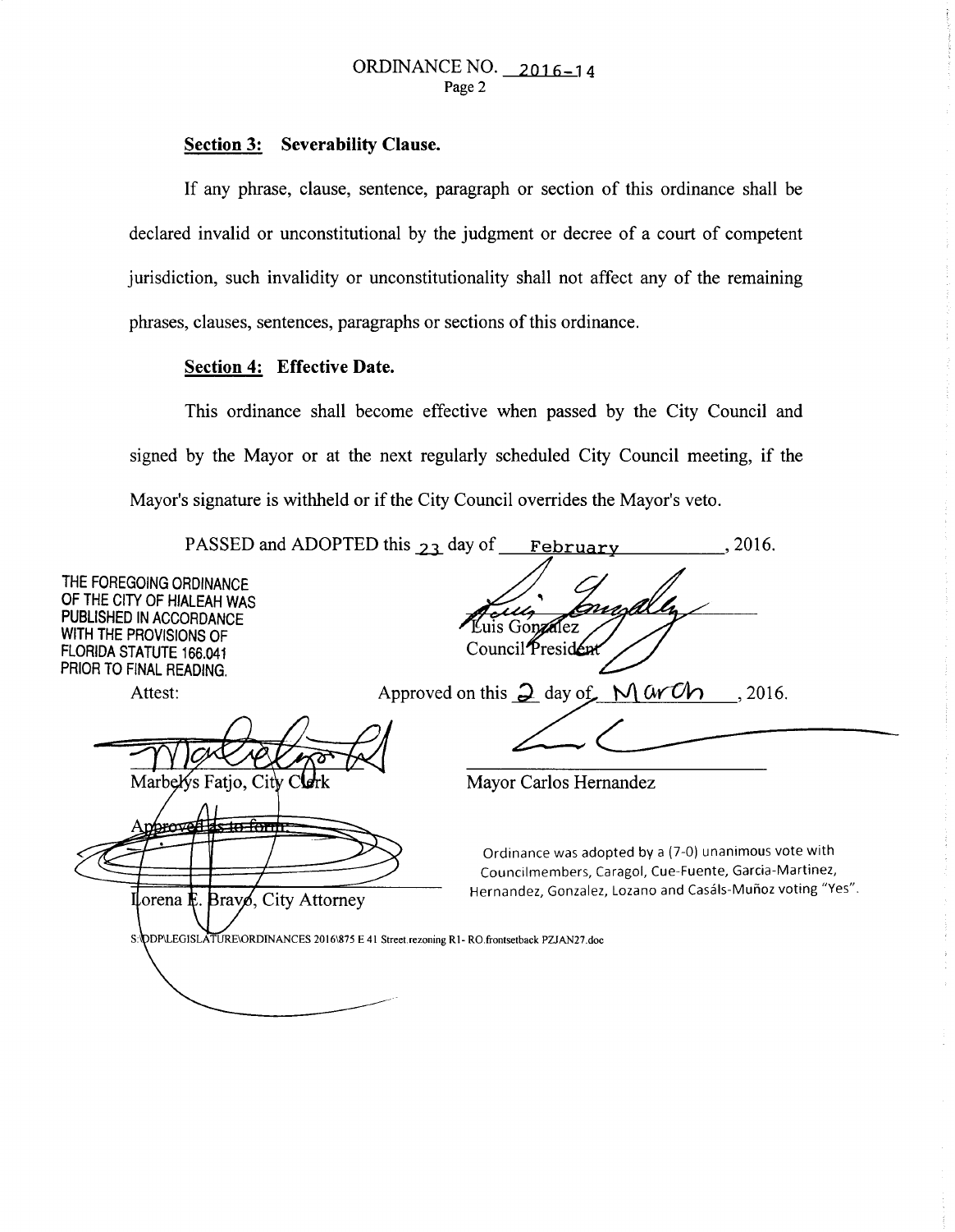ORDINANCE NO. 2016-14

**Section 3: Severability Clause.**

If any phrase, clause, sentence, paragraph or section of this ordinance shall be declared invalid or unconstitutional by the judgment or decree of a court of competent jurisdiction, such invalidity or unconstitutionality shall not affect any of the remaining phrases, clauses, sentences, paragraphs or sections of this ordinance.

**Section 4: Effective Date.**

This ordinance shall become effective when passed by the City Council and signed by the Mayor or at the next regularly scheduled City Council meeting, if the Mayor's signature is withheld or if the City Council overrides the Mayor's veto.

PASSED and ADOPTED this 23 day of February, 2016.

THE FOREGOING ORDINANCE OF THE CITY OF HIALEAH WAS PUBLISHED IN ACCORDANCE WITH THE PROVISIONS OF FLORIDA STATUTE 166.041 PRIOR TO FINAL READING.

Luis Gonzalez
Council President

Attest:

Approved on this 2 day of March, 2016.

Marbelys Fatjo, City Clerk

Mayor Carlos Hernandez

Approved as to form:

Lorena E. Bravo, City Attorney

Ordinance was adopted by a (7-0) unanimous vote with Councilmembers, Caragol, Cue-Fuente, Garcia-Martinez, Hernandez, Gonzalez, Lozano and Casáls-Muñoz voting "Yes".

S:\DDP\LEGISLATURE\ORDINANCES 2016\875 E 41 Street.rezoning R1- RO.frontsetback PZJAN27.doc